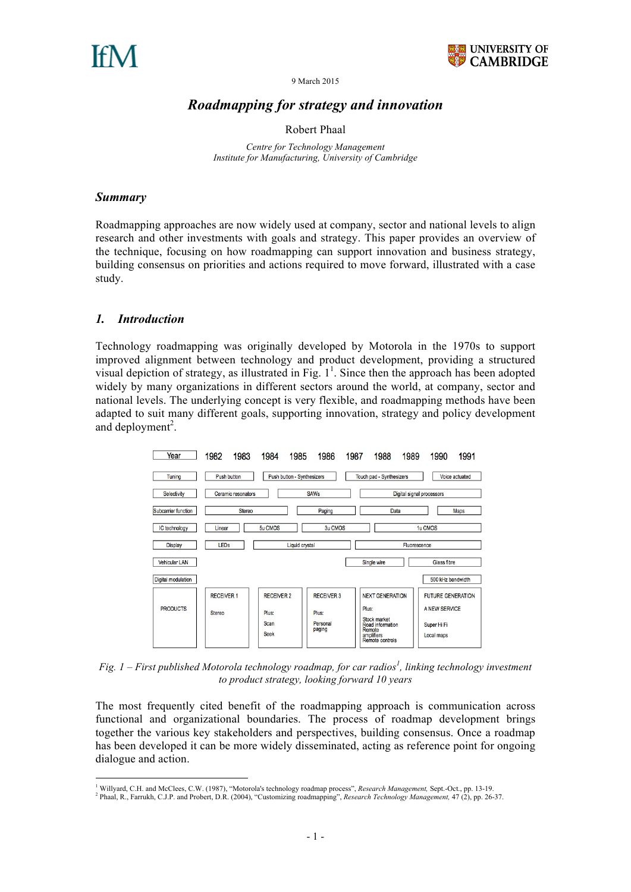# *Roadmapping for strategy and innovation*

Robert Phaal

*Centre for Technology Management*
*Institute for Manufacturing, University of Cambridge*

9 March 2015

## *Summary*

Roadmapping approaches are now widely used at company, sector and national levels to align research and other investments with goals and strategy. This paper provides an overview of the technique, focusing on how roadmapping can support innovation and business strategy, building consensus on priorities and actions required to move forward, illustrated with a case study.

## *1. Introduction*

Technology roadmapping was originally developed by Motorola in the 1970s to support improved alignment between technology and product development, providing a structured visual depiction of strategy, as illustrated in Fig. 1[1]. Since then the approach has been adopted widely by many organizations in different sectors around the world, at company, sector and national levels. The underlying concept is very flexible, and roadmapping methods have been adapted to suit many different goals, supporting innovation, strategy and policy development and deployment[2].

| Year | 1982 | 1983 | 1984 | 1985 | 1986 | 1987 | 1988 | 1989 | 1990 | 1991 |
|---|---|---|---|---|---|---|---|---|---|---|
| Tuning | Push button | | Push button - Synthesizers | | | Touch pad - Synthesizers | | | Voice actuated | |
| Selectivity | Ceramic resonators | | SAWs | | | Digital signal processors | | | | |
| Subcarrier function | Stereo | | | Paging | | Data | | | Maps | |
| IC technology | Linear | 5u CMOS | | 3u CMOS | | | 1u CMOS | | | |
| Display | LEDs | Liquid crystal | | | | Fluorescence | | | | |
| Vehicular LAN | | | | | | Single wire | | Glass fibre | | |
| Digital modulation | | | | | | | | | 500 kHz bandwidth | |
| PRODUCTS | RECEIVER 1<br>Stereo | | RECEIVER 2<br>Plus:<br>Scan<br>Seek | | RECEIVER 3<br>Plus:<br>Personal paging | | NEXT GENERATION<br>Plus:<br>Stock market<br>Road information<br>Remote amplifiers<br>Remote controls | | FUTURE GENERATION<br>A NEW SERVICE<br>Super Hi Fi<br>Local maps | |

*Fig. 1 – First published Motorola technology roadmap, for car radios[1], linking technology investment to product strategy, looking forward 10 years*

The most frequently cited benefit of the roadmapping approach is communication across functional and organizational boundaries. The process of roadmap development brings together the various key stakeholders and perspectives, building consensus. Once a roadmap has been developed it can be more widely disseminated, acting as reference point for ongoing dialogue and action.

---

[1] Willyard, C.H. and McClees, C.W. (1987), "Motorola's technology roadmap process", *Research Management,* Sept.-Oct., pp. 13-19.
[2] Phaal, R., Farrukh, C.J.P. and Probert, D.R. (2004), "Customizing roadmapping", *Research Technology Management,* 47 (2), pp. 26-37.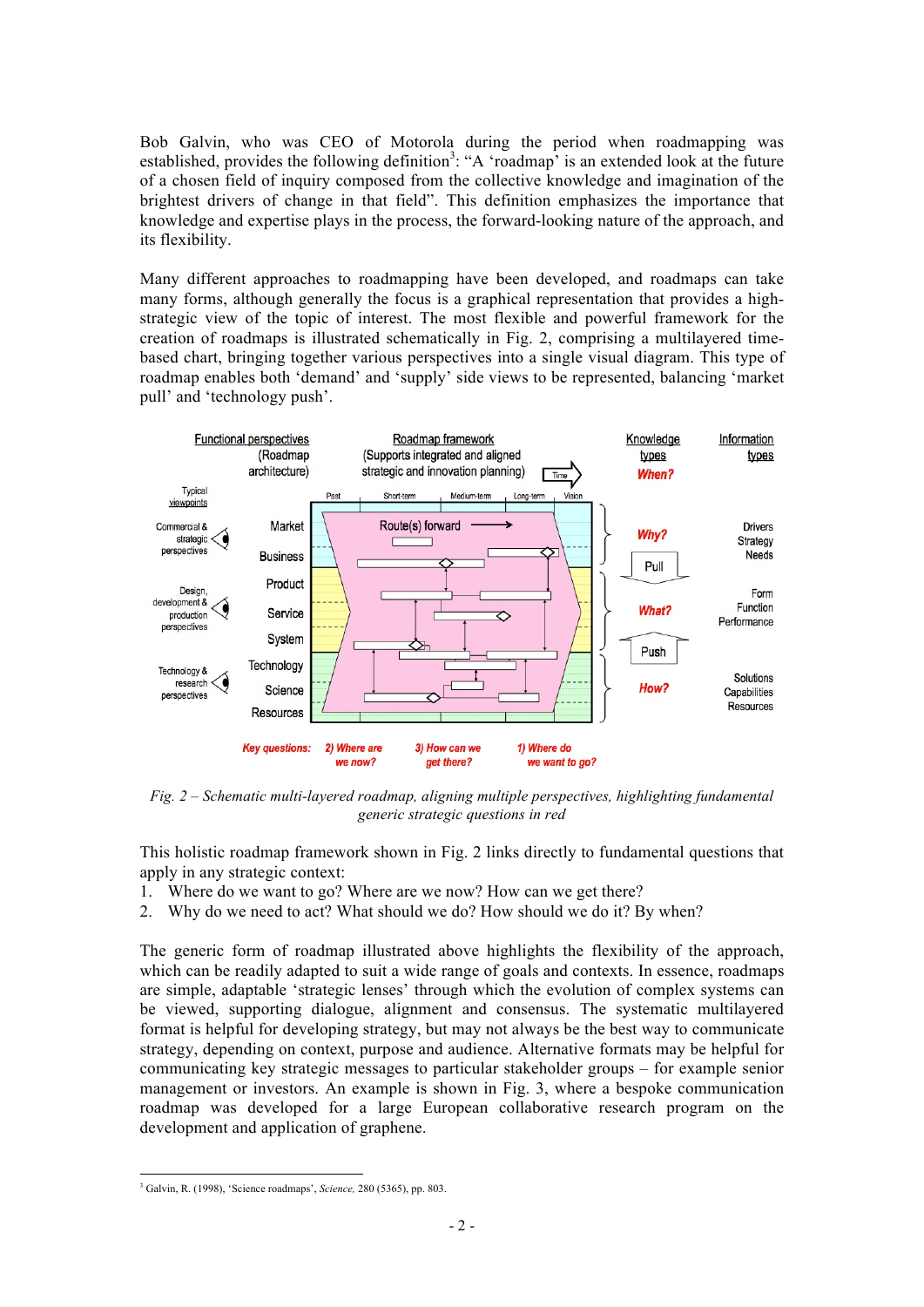Bob Galvin, who was CEO of Motorola during the period when roadmapping was established, provides the following definition[3]: "A 'roadmap' is an extended look at the future of a chosen field of inquiry composed from the collective knowledge and imagination of the brightest drivers of change in that field". This definition emphasizes the importance that knowledge and expertise plays in the process, the forward-looking nature of the approach, and its flexibility.

Many different approaches to roadmapping have been developed, and roadmaps can take many forms, although generally the focus is a graphical representation that provides a high-strategic view of the topic of interest. The most flexible and powerful framework for the creation of roadmaps is illustrated schematically in Fig. 2, comprising a multilayered time-based chart, bringing together various perspectives into a single visual diagram. This type of roadmap enables both 'demand' and 'supply' side views to be represented, balancing 'market pull' and 'technology push'.

*Fig. 2 – Schematic multi-layered roadmap, aligning multiple perspectives, highlighting fundamental generic strategic questions in red*

This holistic roadmap framework shown in Fig. 2 links directly to fundamental questions that apply in any strategic context:

1. Where do we want to go? Where are we now? How can we get there?
2. Why do we need to act? What should we do? How should we do it? By when?

The generic form of roadmap illustrated above highlights the flexibility of the approach, which can be readily adapted to suit a wide range of goals and contexts. In essence, roadmaps are simple, adaptable 'strategic lenses' through which the evolution of complex systems can be viewed, supporting dialogue, alignment and consensus. The systematic multilayered format is helpful for developing strategy, but may not always be the best way to communicate strategy, depending on context, purpose and audience. Alternative formats may be helpful for communicating key strategic messages to particular stakeholder groups – for example senior management or investors. An example is shown in Fig. 3, where a bespoke communication roadmap was developed for a large European collaborative research program on the development and application of graphene.

[3] Galvin, R. (1998), 'Science roadmaps', *Science*, 280 (5365), pp. 803.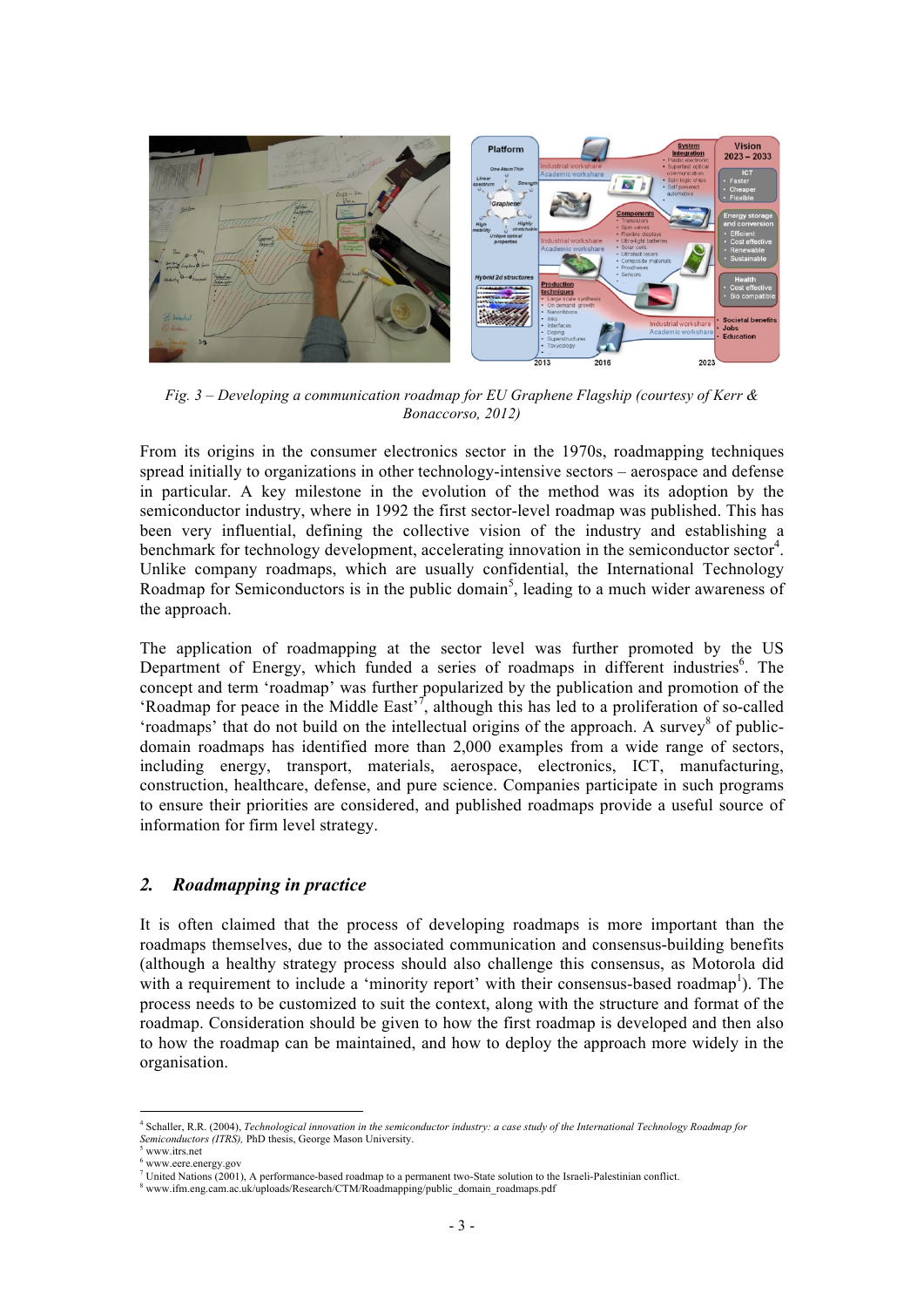*Fig. 3 – Developing a communication roadmap for EU Graphene Flagship (courtesy of Kerr & Bonaccorso, 2012)*

From its origins in the consumer electronics sector in the 1970s, roadmapping techniques spread initially to organizations in other technology-intensive sectors – aerospace and defense in particular. A key milestone in the evolution of the method was its adoption by the semiconductor industry, where in 1992 the first sector-level roadmap was published. This has been very influential, defining the collective vision of the industry and establishing a benchmark for technology development, accelerating innovation in the semiconductor sector[4]. Unlike company roadmaps, which are usually confidential, the International Technology Roadmap for Semiconductors is in the public domain[5], leading to a much wider awareness of the approach.

The application of roadmapping at the sector level was further promoted by the US Department of Energy, which funded a series of roadmaps in different industries[6]. The concept and term 'roadmap' was further popularized by the publication and promotion of the 'Roadmap for peace in the Middle East'[7], although this has led to a proliferation of so-called 'roadmaps' that do not build on the intellectual origins of the approach. A survey[8] of public-domain roadmaps has identified more than 2,000 examples from a wide range of sectors, including energy, transport, materials, aerospace, electronics, ICT, manufacturing, construction, healthcare, defense, and pure science. Companies participate in such programs to ensure their priorities are considered, and published roadmaps provide a useful source of information for firm level strategy.

## *2. Roadmapping in practice*

It is often claimed that the process of developing roadmaps is more important than the roadmaps themselves, due to the associated communication and consensus-building benefits (although a healthy strategy process should also challenge this consensus, as Motorola did with a requirement to include a 'minority report' with their consensus-based roadmap[1]). The process needs to be customized to suit the context, along with the structure and format of the roadmap. Consideration should be given to how the first roadmap is developed and then also to how the roadmap can be maintained, and how to deploy the approach more widely in the organisation.

---

[4] Schaller, R.R. (2004), *Technological innovation in the semiconductor industry: a case study of the International Technology Roadmap for Semiconductors (ITRS),* PhD thesis, George Mason University.
[5] www.itrs.net
[6] www.eere.energy.gov
[7] United Nations (2001), A performance-based roadmap to a permanent two-State solution to the Israeli-Palestinian conflict.
[8] www.ifm.eng.cam.ac.uk/uploads/Research/CTM/Roadmapping/public_domain_roadmaps.pdf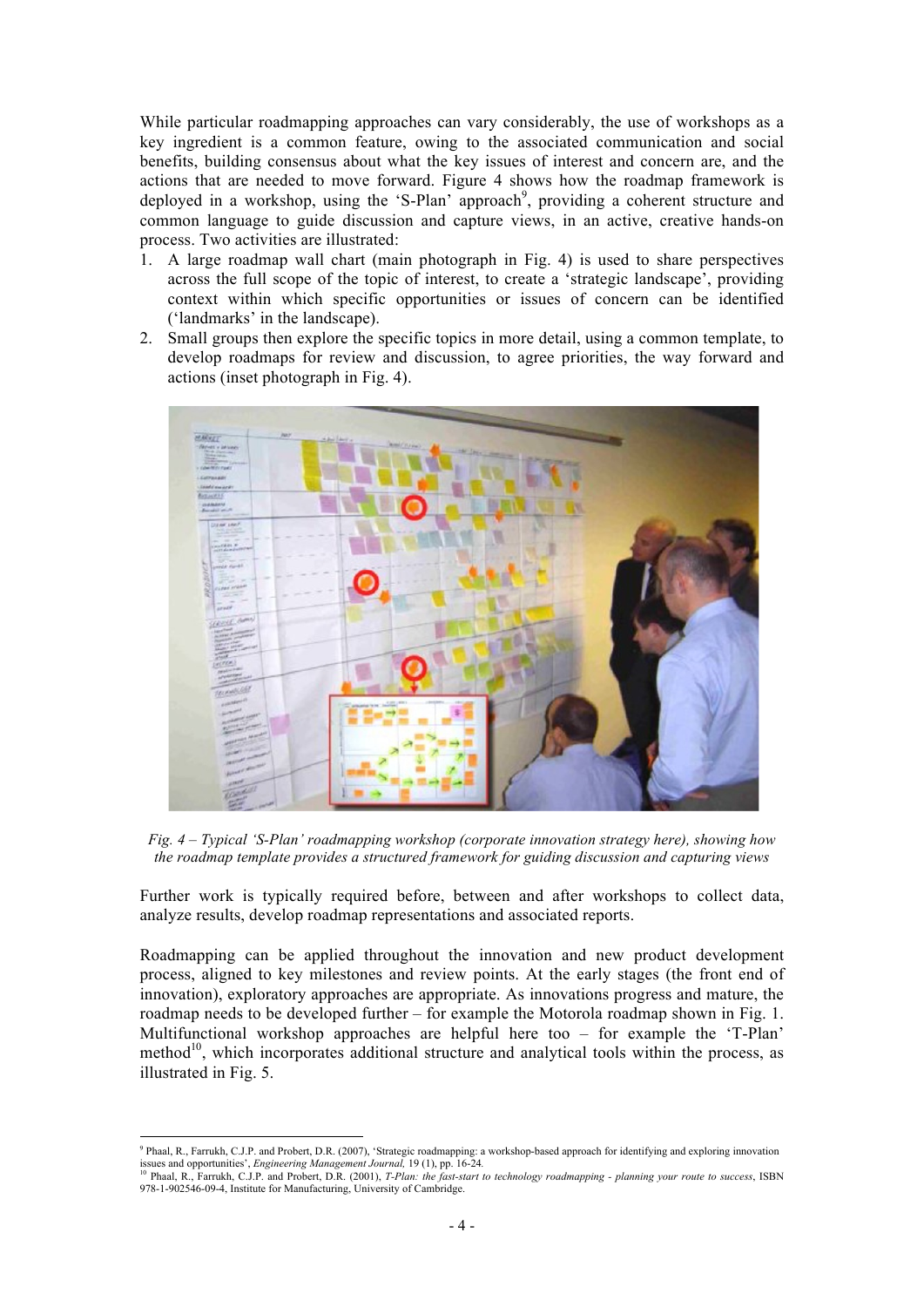While particular roadmapping approaches can vary considerably, the use of workshops as a key ingredient is a common feature, owing to the associated communication and social benefits, building consensus about what the key issues of interest and concern are, and the actions that are needed to move forward. Figure 4 shows how the roadmap framework is deployed in a workshop, using the 'S-Plan' approach[9], providing a coherent structure and common language to guide discussion and capture views, in an active, creative hands-on process. Two activities are illustrated:

1. A large roadmap wall chart (main photograph in Fig. 4) is used to share perspectives across the full scope of the topic of interest, to create a 'strategic landscape', providing context within which specific opportunities or issues of concern can be identified ('landmarks' in the landscape).
2. Small groups then explore the specific topics in more detail, using a common template, to develop roadmaps for review and discussion, to agree priorities, the way forward and actions (inset photograph in Fig. 4).

*Fig. 4 – Typical 'S-Plan' roadmapping workshop (corporate innovation strategy here), showing how the roadmap template provides a structured framework for guiding discussion and capturing views*

Further work is typically required before, between and after workshops to collect data, analyze results, develop roadmap representations and associated reports.

Roadmapping can be applied throughout the innovation and new product development process, aligned to key milestones and review points. At the early stages (the front end of innovation), exploratory approaches are appropriate. As innovations progress and mature, the roadmap needs to be developed further – for example the Motorola roadmap shown in Fig. 1. Multifunctional workshop approaches are helpful here too – for example the 'T-Plan' method[10], which incorporates additional structure and analytical tools within the process, as illustrated in Fig. 5.

---

[9] Phaal, R., Farrukh, C.J.P. and Probert, D.R. (2007), 'Strategic roadmapping: a workshop-based approach for identifying and exploring innovation issues and opportunities', *Engineering Management Journal,* 19 (1), pp. 16-24.

[10] Phaal, R., Farrukh, C.J.P. and Probert, D.R. (2001), *T-Plan: the fast-start to technology roadmapping - planning your route to success*, ISBN 978-1-902546-09-4, Institute for Manufacturing, University of Cambridge.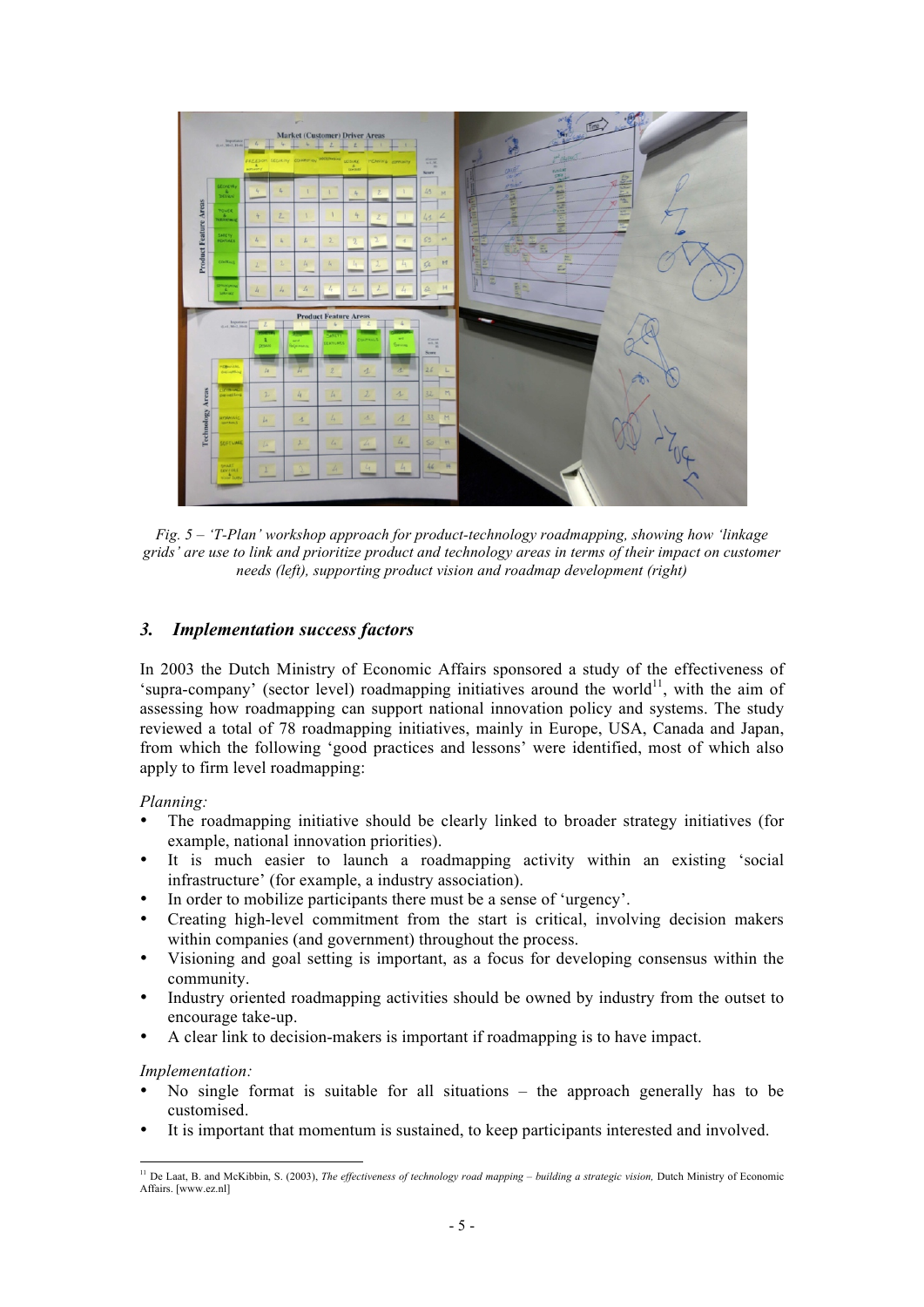*Fig. 5 – 'T-Plan' workshop approach for product-technology roadmapping, showing how 'linkage grids' are use to link and prioritize product and technology areas in terms of their impact on customer needs (left), supporting product vision and roadmap development (right)*

### *3. Implementation success factors*

In 2003 the Dutch Ministry of Economic Affairs sponsored a study of the effectiveness of 'supra-company' (sector level) roadmapping initiatives around the world[11], with the aim of assessing how roadmapping can support national innovation policy and systems. The study reviewed a total of 78 roadmapping initiatives, mainly in Europe, USA, Canada and Japan, from which the following 'good practices and lessons' were identified, most of which also apply to firm level roadmapping:

*Planning:*

- The roadmapping initiative should be clearly linked to broader strategy initiatives (for example, national innovation priorities).
- It is much easier to launch a roadmapping activity within an existing 'social infrastructure' (for example, a industry association).
- In order to mobilize participants there must be a sense of 'urgency'.
- Creating high-level commitment from the start is critical, involving decision makers within companies (and government) throughout the process.
- Visioning and goal setting is important, as a focus for developing consensus within the community.
- Industry oriented roadmapping activities should be owned by industry from the outset to encourage take-up.
- A clear link to decision-makers is important if roadmapping is to have impact.

*Implementation:*

- No single format is suitable for all situations – the approach generally has to be customised.
- It is important that momentum is sustained, to keep participants interested and involved.

[11] De Laat, B. and McKibbin, S. (2003), *The effectiveness of technology road mapping – building a strategic vision,* Dutch Ministry of Economic Affairs. [www.ez.nl]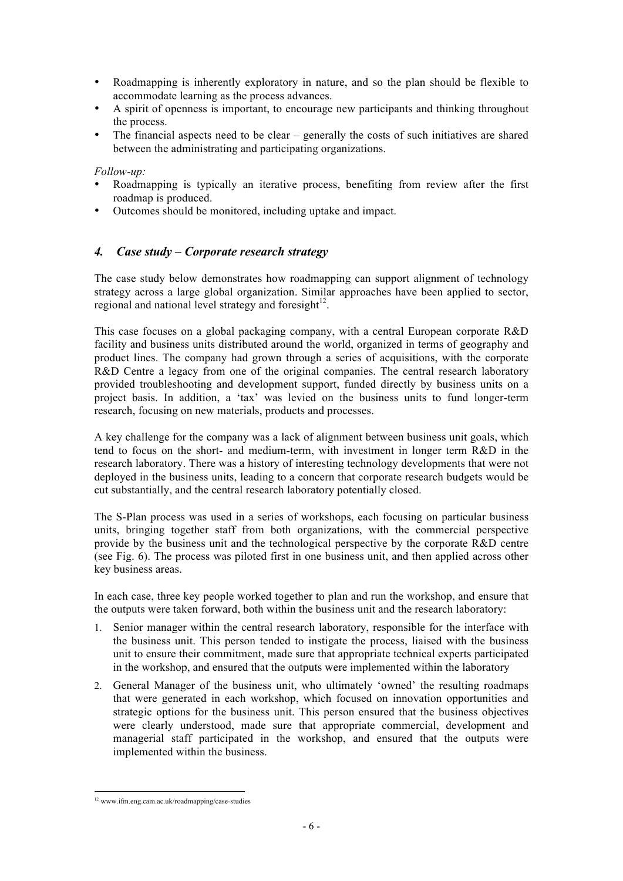- Roadmapping is inherently exploratory in nature, and so the plan should be flexible to accommodate learning as the process advances.
- A spirit of openness is important, to encourage new participants and thinking throughout the process.
- The financial aspects need to be clear – generally the costs of such initiatives are shared between the administrating and participating organizations.

*Follow-up:*

- Roadmapping is typically an iterative process, benefiting from review after the first roadmap is produced.
- Outcomes should be monitored, including uptake and impact.

## *4. Case study – Corporate research strategy*

The case study below demonstrates how roadmapping can support alignment of technology strategy across a large global organization. Similar approaches have been applied to sector, regional and national level strategy and foresight[12].

This case focuses on a global packaging company, with a central European corporate R&D facility and business units distributed around the world, organized in terms of geography and product lines. The company had grown through a series of acquisitions, with the corporate R&D Centre a legacy from one of the original companies. The central research laboratory provided troubleshooting and development support, funded directly by business units on a project basis. In addition, a 'tax' was levied on the business units to fund longer-term research, focusing on new materials, products and processes.

A key challenge for the company was a lack of alignment between business unit goals, which tend to focus on the short- and medium-term, with investment in longer term R&D in the research laboratory. There was a history of interesting technology developments that were not deployed in the business units, leading to a concern that corporate research budgets would be cut substantially, and the central research laboratory potentially closed.

The S-Plan process was used in a series of workshops, each focusing on particular business units, bringing together staff from both organizations, with the commercial perspective provide by the business unit and the technological perspective by the corporate R&D centre (see Fig. 6). The process was piloted first in one business unit, and then applied across other key business areas.

In each case, three key people worked together to plan and run the workshop, and ensure that the outputs were taken forward, both within the business unit and the research laboratory:

1. Senior manager within the central research laboratory, responsible for the interface with the business unit. This person tended to instigate the process, liaised with the business unit to ensure their commitment, made sure that appropriate technical experts participated in the workshop, and ensured that the outputs were implemented within the laboratory
2. General Manager of the business unit, who ultimately 'owned' the resulting roadmaps that were generated in each workshop, which focused on innovation opportunities and strategic options for the business unit. This person ensured that the business objectives were clearly understood, made sure that appropriate commercial, development and managerial staff participated in the workshop, and ensured that the outputs were implemented within the business.

---

[12] www.ifm.eng.cam.ac.uk/roadmapping/case-studies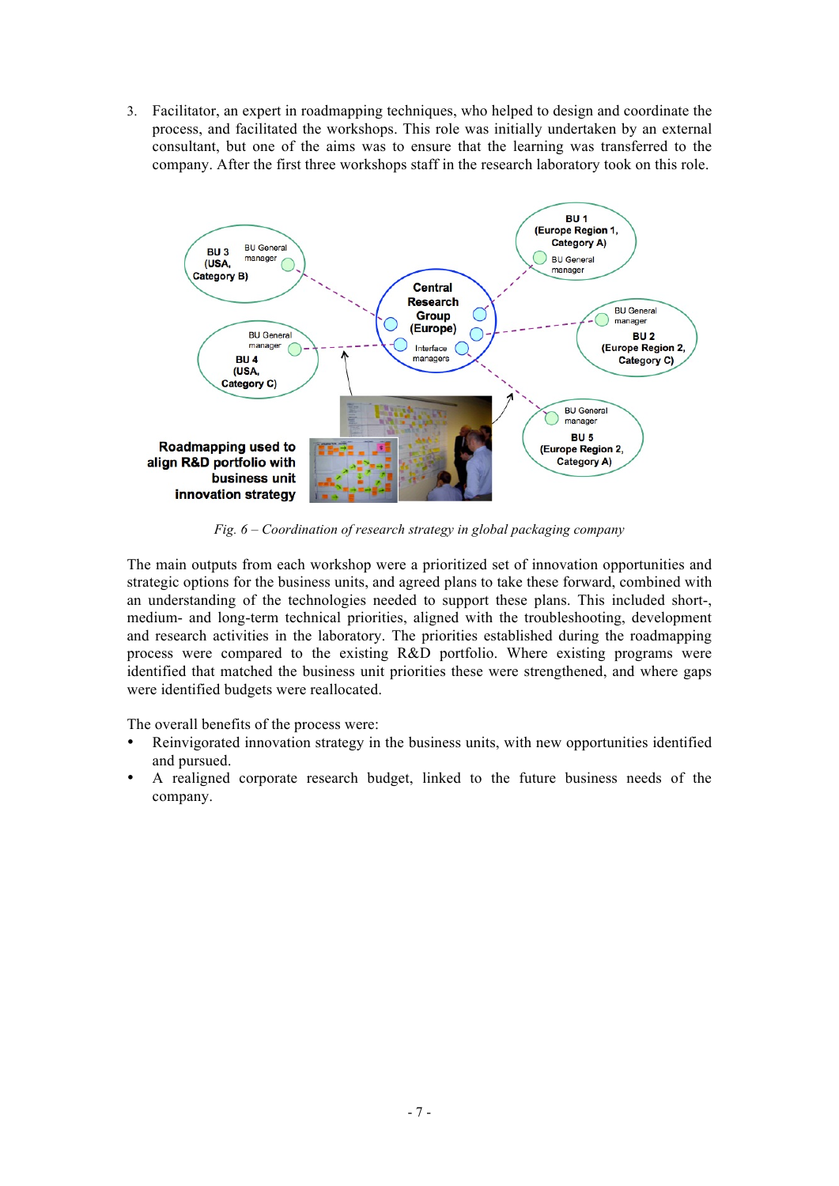3. Facilitator, an expert in roadmapping techniques, who helped to design and coordinate the process, and facilitated the workshops. This role was initially undertaken by an external consultant, but one of the aims was to ensure that the learning was transferred to the company. After the first three workshops staff in the research laboratory took on this role.

BU 1 (Europe Region 1, Category A)
BU General manager

BU 3 (USA, Category B)
BU General manager

Central Research Group (Europe)
Interface managers

BU 2 (Europe Region 2, Category C)
BU General manager

BU 4 (USA, Category C)
BU General manager

BU 5 (Europe Region 2, Category A)
BU General manager

Roadmapping used to align R&D portfolio with business unit innovation strategy

*Fig. 6 – Coordination of research strategy in global packaging company*

The main outputs from each workshop were a prioritized set of innovation opportunities and strategic options for the business units, and agreed plans to take these forward, combined with an understanding of the technologies needed to support these plans. This included short-, medium- and long-term technical priorities, aligned with the troubleshooting, development and research activities in the laboratory. The priorities established during the roadmapping process were compared to the existing R&D portfolio. Where existing programs were identified that matched the business unit priorities these were strengthened, and where gaps were identified budgets were reallocated.

The overall benefits of the process were:

- Reinvigorated innovation strategy in the business units, with new opportunities identified and pursued.
- A realigned corporate research budget, linked to the future business needs of the company.